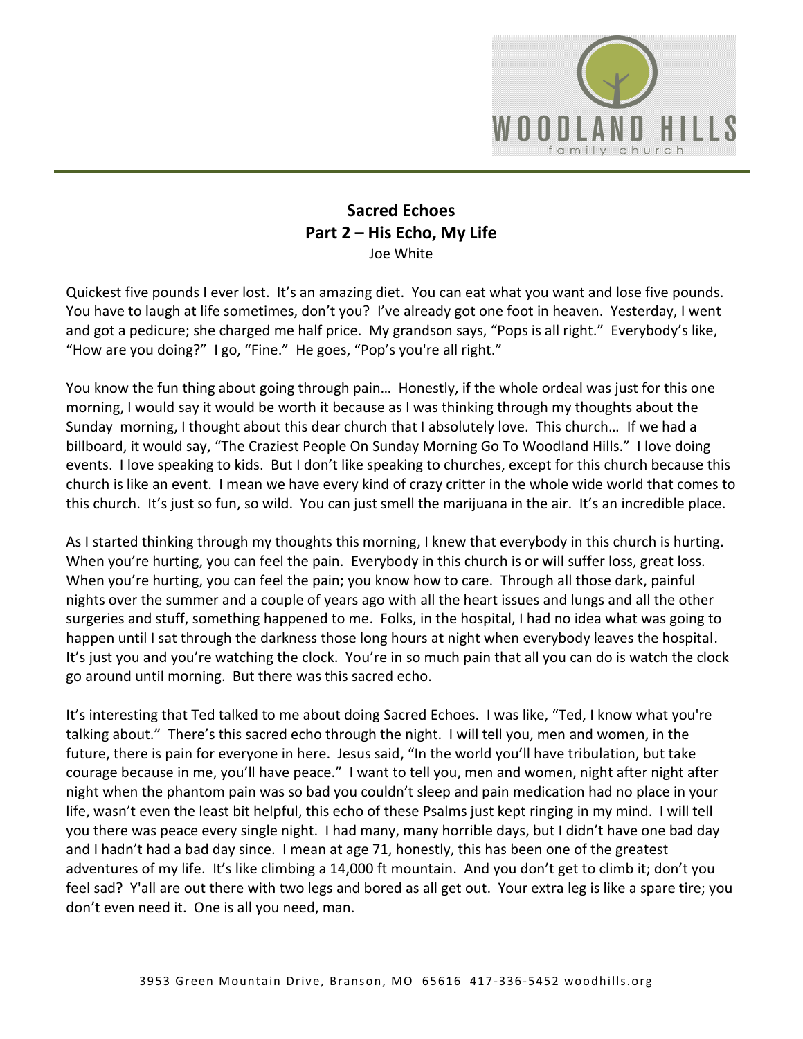# Sacred Echoes
## Part 2 – His Echo, My Life
Joe White

Quickest five pounds I ever lost. It's an amazing diet. You can eat what you want and lose five pounds. You have to laugh at life sometimes, don't you? I've already got one foot in heaven. Yesterday, I went and got a pedicure; she charged me half price. My grandson says, "Pops is all right." Everybody's like, "How are you doing?" I go, "Fine." He goes, "Pop's you're all right."

You know the fun thing about going through pain… Honestly, if the whole ordeal was just for this one morning, I would say it would be worth it because as I was thinking through my thoughts about the Sunday morning, I thought about this dear church that I absolutely love. This church… If we had a billboard, it would say, "The Craziest People On Sunday Morning Go To Woodland Hills." I love doing events. I love speaking to kids. But I don't like speaking to churches, except for this church because this church is like an event. I mean we have every kind of crazy critter in the whole wide world that comes to this church. It's just so fun, so wild. You can just smell the marijuana in the air. It's an incredible place.

As I started thinking through my thoughts this morning, I knew that everybody in this church is hurting. When you're hurting, you can feel the pain. Everybody in this church is or will suffer loss, great loss. When you're hurting, you can feel the pain; you know how to care. Through all those dark, painful nights over the summer and a couple of years ago with all the heart issues and lungs and all the other surgeries and stuff, something happened to me. Folks, in the hospital, I had no idea what was going to happen until I sat through the darkness those long hours at night when everybody leaves the hospital. It's just you and you're watching the clock. You're in so much pain that all you can do is watch the clock go around until morning. But there was this sacred echo.

It's interesting that Ted talked to me about doing Sacred Echoes. I was like, "Ted, I know what you're talking about." There's this sacred echo through the night. I will tell you, men and women, in the future, there is pain for everyone in here. Jesus said, "In the world you'll have tribulation, but take courage because in me, you'll have peace." I want to tell you, men and women, night after night after night when the phantom pain was so bad you couldn't sleep and pain medication had no place in your life, wasn't even the least bit helpful, this echo of these Psalms just kept ringing in my mind. I will tell you there was peace every single night. I had many, many horrible days, but I didn't have one bad day and I hadn't had a bad day since. I mean at age 71, honestly, this has been one of the greatest adventures of my life. It's like climbing a 14,000 ft mountain. And you don't get to climb it; don't you feel sad? Y'all are out there with two legs and bored as all get out. Your extra leg is like a spare tire; you don't even need it. One is all you need, man.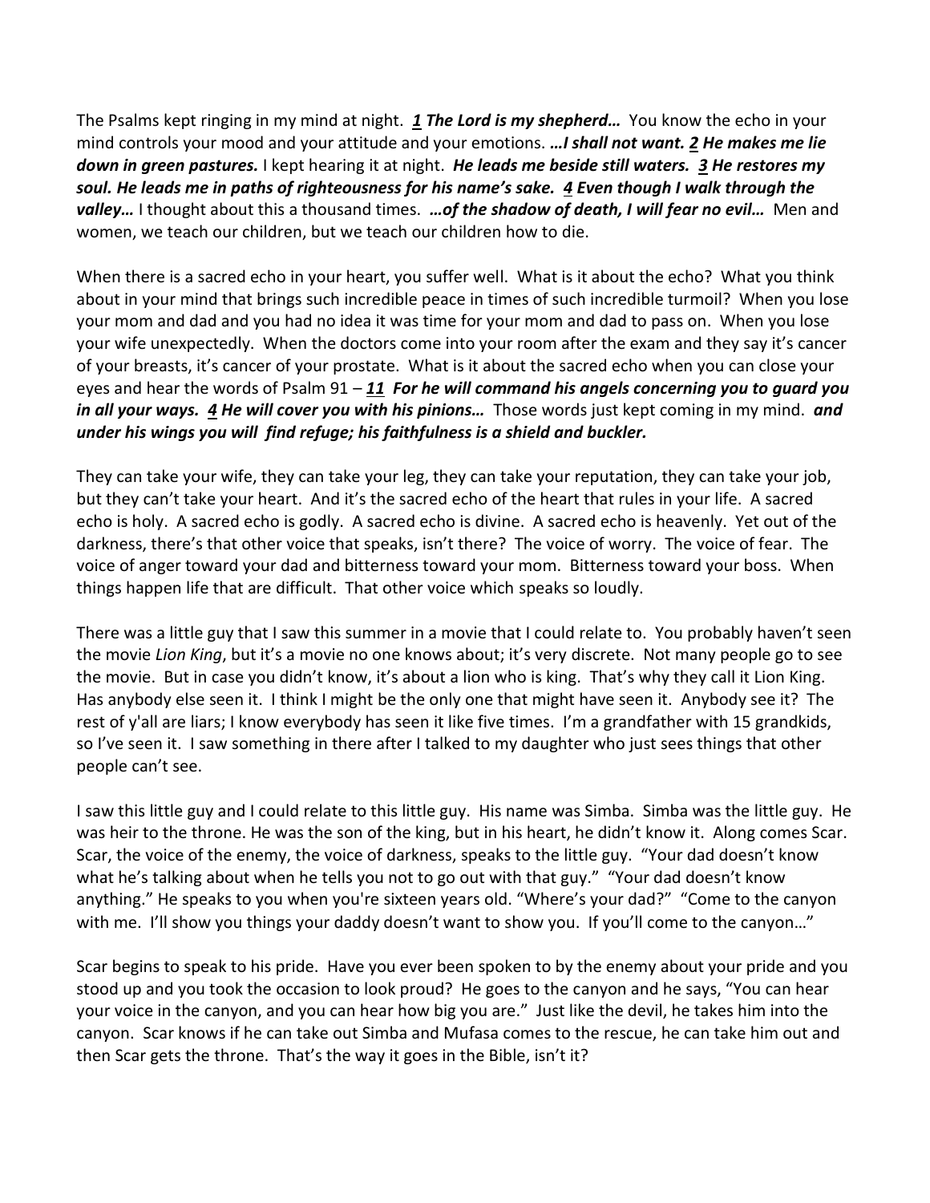The Psalms kept ringing in my mind at night. ***1 The Lord is my shepherd…*** You know the echo in your mind controls your mood and your attitude and your emotions. ***…I shall not want. 2 He makes me lie down in green pastures.*** I kept hearing it at night. ***He leads me beside still waters. 3 He restores my soul. He leads me in paths of righteousness for his name's sake. 4 Even though I walk through the valley…*** I thought about this a thousand times. ***…of the shadow of death, I will fear no evil…*** Men and women, we teach our children, but we teach our children how to die.

When there is a sacred echo in your heart, you suffer well. What is it about the echo? What you think about in your mind that brings such incredible peace in times of such incredible turmoil? When you lose your mom and dad and you had no idea it was time for your mom and dad to pass on. When you lose your wife unexpectedly. When the doctors come into your room after the exam and they say it's cancer of your breasts, it's cancer of your prostate. What is it about the sacred echo when you can close your eyes and hear the words of Psalm 91 – ***11 For he will command his angels concerning you to guard you in all your ways. 4 He will cover you with his pinions…*** Those words just kept coming in my mind. ***and under his wings you will find refuge; his faithfulness is a shield and buckler.***

They can take your wife, they can take your leg, they can take your reputation, they can take your job, but they can't take your heart. And it's the sacred echo of the heart that rules in your life. A sacred echo is holy. A sacred echo is godly. A sacred echo is divine. A sacred echo is heavenly. Yet out of the darkness, there's that other voice that speaks, isn't there? The voice of worry. The voice of fear. The voice of anger toward your dad and bitterness toward your mom. Bitterness toward your boss. When things happen life that are difficult. That other voice which speaks so loudly.

There was a little guy that I saw this summer in a movie that I could relate to. You probably haven't seen the movie *Lion King*, but it's a movie no one knows about; it's very discrete. Not many people go to see the movie. But in case you didn't know, it's about a lion who is king. That's why they call it Lion King. Has anybody else seen it. I think I might be the only one that might have seen it. Anybody see it? The rest of y'all are liars; I know everybody has seen it like five times. I'm a grandfather with 15 grandkids, so I've seen it. I saw something in there after I talked to my daughter who just sees things that other people can't see.

I saw this little guy and I could relate to this little guy. His name was Simba. Simba was the little guy. He was heir to the throne. He was the son of the king, but in his heart, he didn't know it. Along comes Scar. Scar, the voice of the enemy, the voice of darkness, speaks to the little guy. "Your dad doesn't know what he's talking about when he tells you not to go out with that guy." "Your dad doesn't know anything." He speaks to you when you're sixteen years old. "Where's your dad?" "Come to the canyon with me. I'll show you things your daddy doesn't want to show you. If you'll come to the canyon…"

Scar begins to speak to his pride. Have you ever been spoken to by the enemy about your pride and you stood up and you took the occasion to look proud? He goes to the canyon and he says, "You can hear your voice in the canyon, and you can hear how big you are." Just like the devil, he takes him into the canyon. Scar knows if he can take out Simba and Mufasa comes to the rescue, he can take him out and then Scar gets the throne. That's the way it goes in the Bible, isn't it?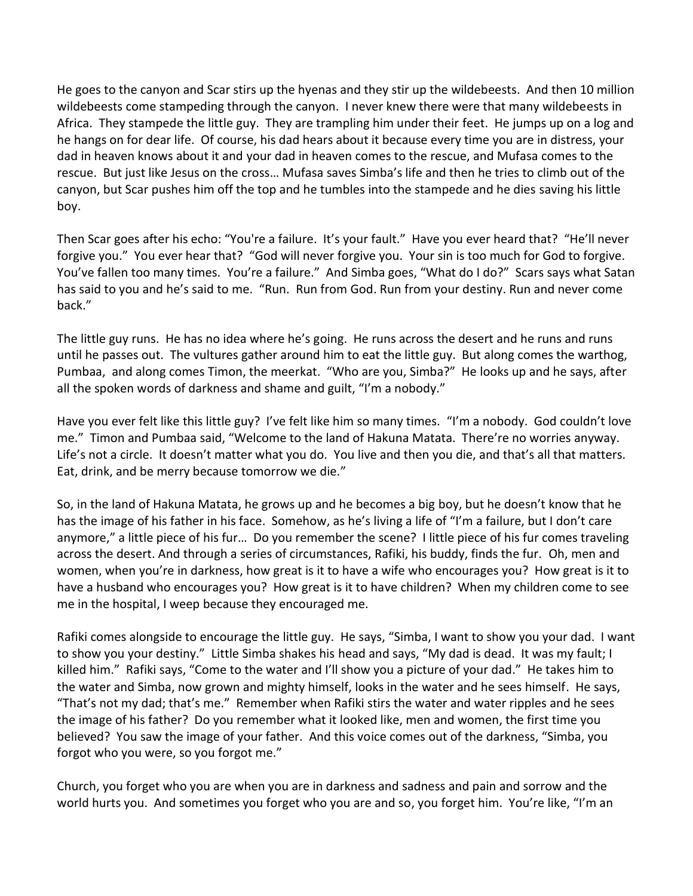He goes to the canyon and Scar stirs up the hyenas and they stir up the wildebeests. And then 10 million wildebeests come stampeding through the canyon. I never knew there were that many wildebeests in Africa. They stampede the little guy. They are trampling him under their feet. He jumps up on a log and he hangs on for dear life. Of course, his dad hears about it because every time you are in distress, your dad in heaven knows about it and your dad in heaven comes to the rescue, and Mufasa comes to the rescue. But just like Jesus on the cross… Mufasa saves Simba's life and then he tries to climb out of the canyon, but Scar pushes him off the top and he tumbles into the stampede and he dies saving his little boy.

Then Scar goes after his echo: "You're a failure. It's your fault." Have you ever heard that? "He'll never forgive you." You ever hear that? "God will never forgive you. Your sin is too much for God to forgive. You've fallen too many times. You're a failure." And Simba goes, "What do I do?" Scars says what Satan has said to you and he's said to me. "Run. Run from God. Run from your destiny. Run and never come back."

The little guy runs. He has no idea where he's going. He runs across the desert and he runs and runs until he passes out. The vultures gather around him to eat the little guy. But along comes the warthog, Pumbaa, and along comes Timon, the meerkat. "Who are you, Simba?" He looks up and he says, after all the spoken words of darkness and shame and guilt, "I'm a nobody."

Have you ever felt like this little guy? I've felt like him so many times. "I'm a nobody. God couldn't love me." Timon and Pumbaa said, "Welcome to the land of Hakuna Matata. There're no worries anyway. Life's not a circle. It doesn't matter what you do. You live and then you die, and that's all that matters. Eat, drink, and be merry because tomorrow we die."

So, in the land of Hakuna Matata, he grows up and he becomes a big boy, but he doesn't know that he has the image of his father in his face. Somehow, as he's living a life of "I'm a failure, but I don't care anymore," a little piece of his fur… Do you remember the scene? I little piece of his fur comes traveling across the desert. And through a series of circumstances, Rafiki, his buddy, finds the fur. Oh, men and women, when you're in darkness, how great is it to have a wife who encourages you? How great is it to have a husband who encourages you? How great is it to have children? When my children come to see me in the hospital, I weep because they encouraged me.

Rafiki comes alongside to encourage the little guy. He says, "Simba, I want to show you your dad. I want to show you your destiny." Little Simba shakes his head and says, "My dad is dead. It was my fault; I killed him." Rafiki says, "Come to the water and I'll show you a picture of your dad." He takes him to the water and Simba, now grown and mighty himself, looks in the water and he sees himself. He says, "That's not my dad; that's me." Remember when Rafiki stirs the water and water ripples and he sees the image of his father? Do you remember what it looked like, men and women, the first time you believed? You saw the image of your father. And this voice comes out of the darkness, "Simba, you forgot who you were, so you forgot me."

Church, you forget who you are when you are in darkness and sadness and pain and sorrow and the world hurts you. And sometimes you forget who you are and so, you forget him. You're like, "I'm an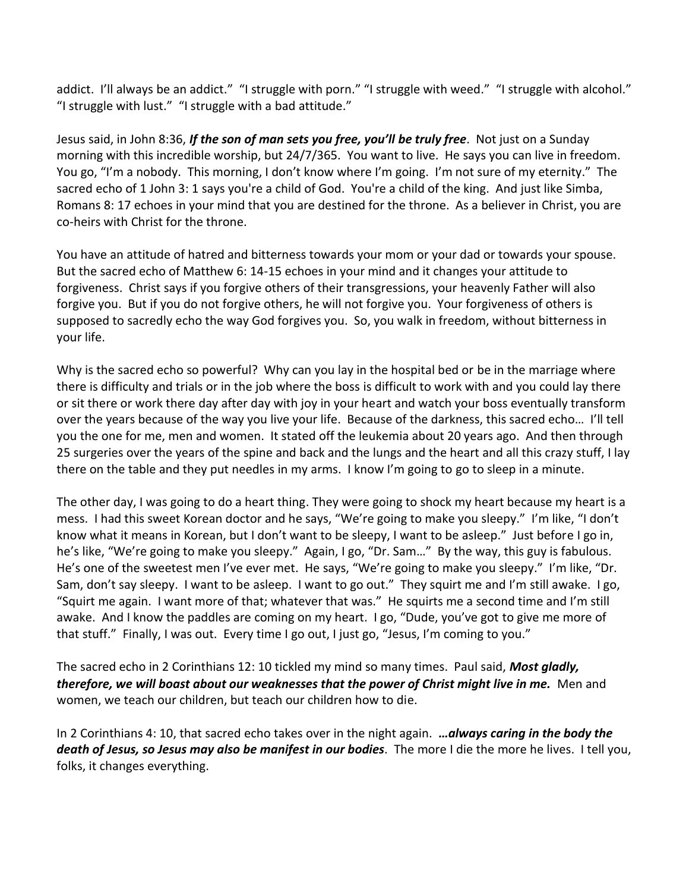addict. I'll always be an addict." "I struggle with porn." "I struggle with weed." "I struggle with alcohol." "I struggle with lust." "I struggle with a bad attitude."

Jesus said, in John 8:36, ***If the son of man sets you free, you'll be truly free***. Not just on a Sunday morning with this incredible worship, but 24/7/365. You want to live. He says you can live in freedom. You go, "I'm a nobody. This morning, I don't know where I'm going. I'm not sure of my eternity." The sacred echo of 1 John 3: 1 says you're a child of God. You're a child of the king. And just like Simba, Romans 8: 17 echoes in your mind that you are destined for the throne. As a believer in Christ, you are co-heirs with Christ for the throne.

You have an attitude of hatred and bitterness towards your mom or your dad or towards your spouse. But the sacred echo of Matthew 6: 14-15 echoes in your mind and it changes your attitude to forgiveness. Christ says if you forgive others of their transgressions, your heavenly Father will also forgive you. But if you do not forgive others, he will not forgive you. Your forgiveness of others is supposed to sacredly echo the way God forgives you. So, you walk in freedom, without bitterness in your life.

Why is the sacred echo so powerful? Why can you lay in the hospital bed or be in the marriage where there is difficulty and trials or in the job where the boss is difficult to work with and you could lay there or sit there or work there day after day with joy in your heart and watch your boss eventually transform over the years because of the way you live your life. Because of the darkness, this sacred echo… I'll tell you the one for me, men and women. It stated off the leukemia about 20 years ago. And then through 25 surgeries over the years of the spine and back and the lungs and the heart and all this crazy stuff, I lay there on the table and they put needles in my arms. I know I'm going to go to sleep in a minute.

The other day, I was going to do a heart thing. They were going to shock my heart because my heart is a mess. I had this sweet Korean doctor and he says, "We're going to make you sleepy." I'm like, "I don't know what it means in Korean, but I don't want to be sleepy, I want to be asleep." Just before I go in, he's like, "We're going to make you sleepy." Again, I go, "Dr. Sam…" By the way, this guy is fabulous. He's one of the sweetest men I've ever met. He says, "We're going to make you sleepy." I'm like, "Dr. Sam, don't say sleepy. I want to be asleep. I want to go out." They squirt me and I'm still awake. I go, "Squirt me again. I want more of that; whatever that was." He squirts me a second time and I'm still awake. And I know the paddles are coming on my heart. I go, "Dude, you've got to give me more of that stuff." Finally, I was out. Every time I go out, I just go, "Jesus, I'm coming to you."

The sacred echo in 2 Corinthians 12: 10 tickled my mind so many times. Paul said, ***Most gladly, therefore, we will boast about our weaknesses that the power of Christ might live in me.*** Men and women, we teach our children, but teach our children how to die.

In 2 Corinthians 4: 10, that sacred echo takes over in the night again. ***…always caring in the body the death of Jesus, so Jesus may also be manifest in our bodies***. The more I die the more he lives. I tell you, folks, it changes everything.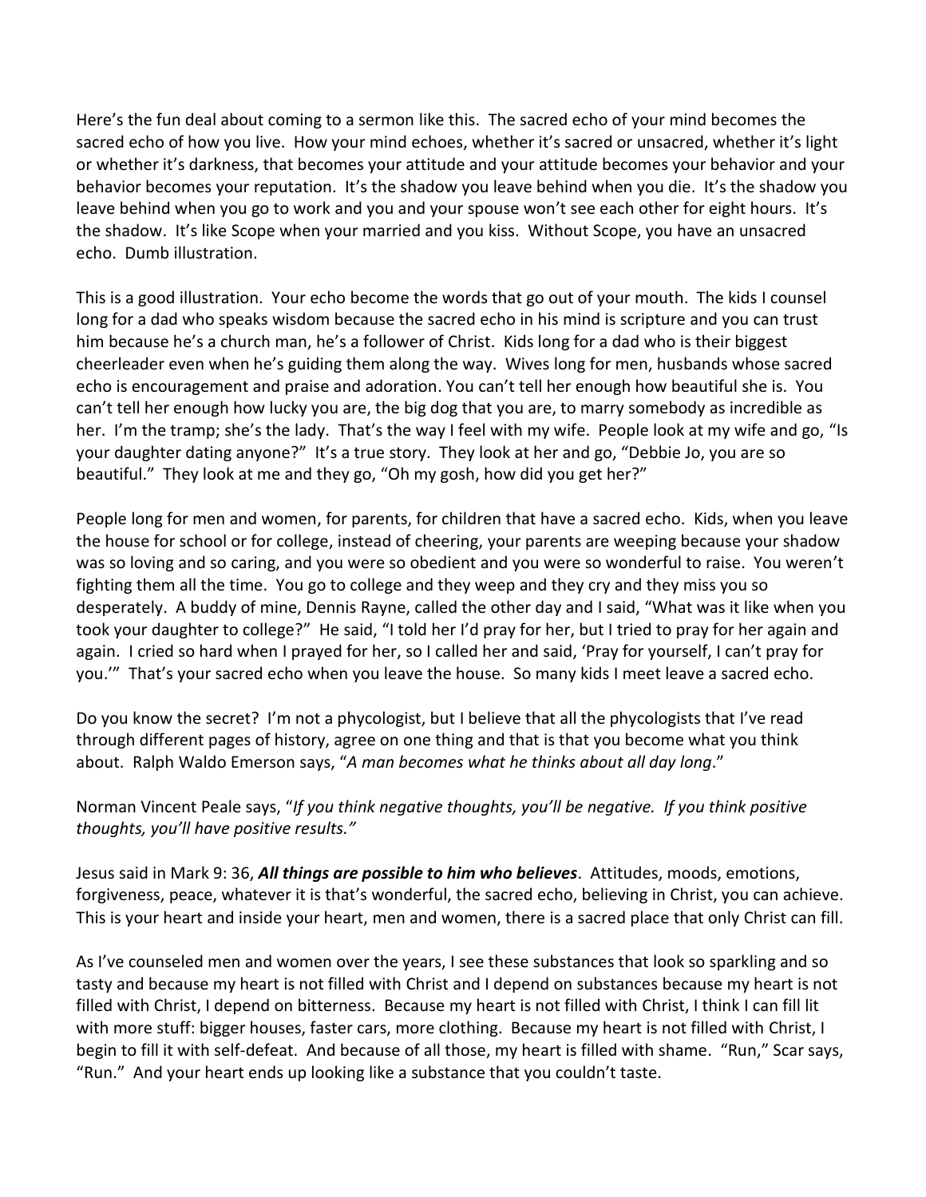Here's the fun deal about coming to a sermon like this. The sacred echo of your mind becomes the sacred echo of how you live. How your mind echoes, whether it's sacred or unsacred, whether it's light or whether it's darkness, that becomes your attitude and your attitude becomes your behavior and your behavior becomes your reputation. It's the shadow you leave behind when you die. It's the shadow you leave behind when you go to work and you and your spouse won't see each other for eight hours. It's the shadow. It's like Scope when your married and you kiss. Without Scope, you have an unsacred echo. Dumb illustration.

This is a good illustration. Your echo become the words that go out of your mouth. The kids I counsel long for a dad who speaks wisdom because the sacred echo in his mind is scripture and you can trust him because he's a church man, he's a follower of Christ. Kids long for a dad who is their biggest cheerleader even when he's guiding them along the way. Wives long for men, husbands whose sacred echo is encouragement and praise and adoration. You can't tell her enough how beautiful she is. You can't tell her enough how lucky you are, the big dog that you are, to marry somebody as incredible as her. I'm the tramp; she's the lady. That's the way I feel with my wife. People look at my wife and go, "Is your daughter dating anyone?" It's a true story. They look at her and go, "Debbie Jo, you are so beautiful." They look at me and they go, "Oh my gosh, how did you get her?"

People long for men and women, for parents, for children that have a sacred echo. Kids, when you leave the house for school or for college, instead of cheering, your parents are weeping because your shadow was so loving and so caring, and you were so obedient and you were so wonderful to raise. You weren't fighting them all the time. You go to college and they weep and they cry and they miss you so desperately. A buddy of mine, Dennis Rayne, called the other day and I said, "What was it like when you took your daughter to college?" He said, "I told her I'd pray for her, but I tried to pray for her again and again. I cried so hard when I prayed for her, so I called her and said, 'Pray for yourself, I can't pray for you.'" That's your sacred echo when you leave the house. So many kids I meet leave a sacred echo.

Do you know the secret? I'm not a phycologist, but I believe that all the phycologists that I've read through different pages of history, agree on one thing and that is that you become what you think about. Ralph Waldo Emerson says, "*A man becomes what he thinks about all day long*."

Norman Vincent Peale says, "*If you think negative thoughts, you'll be negative. If you think positive thoughts, you'll have positive results."*

Jesus said in Mark 9: 36, ***All things are possible to him who believes***. Attitudes, moods, emotions, forgiveness, peace, whatever it is that's wonderful, the sacred echo, believing in Christ, you can achieve. This is your heart and inside your heart, men and women, there is a sacred place that only Christ can fill.

As I've counseled men and women over the years, I see these substances that look so sparkling and so tasty and because my heart is not filled with Christ and I depend on substances because my heart is not filled with Christ, I depend on bitterness. Because my heart is not filled with Christ, I think I can fill lit with more stuff: bigger houses, faster cars, more clothing. Because my heart is not filled with Christ, I begin to fill it with self-defeat. And because of all those, my heart is filled with shame. "Run," Scar says, "Run." And your heart ends up looking like a substance that you couldn't taste.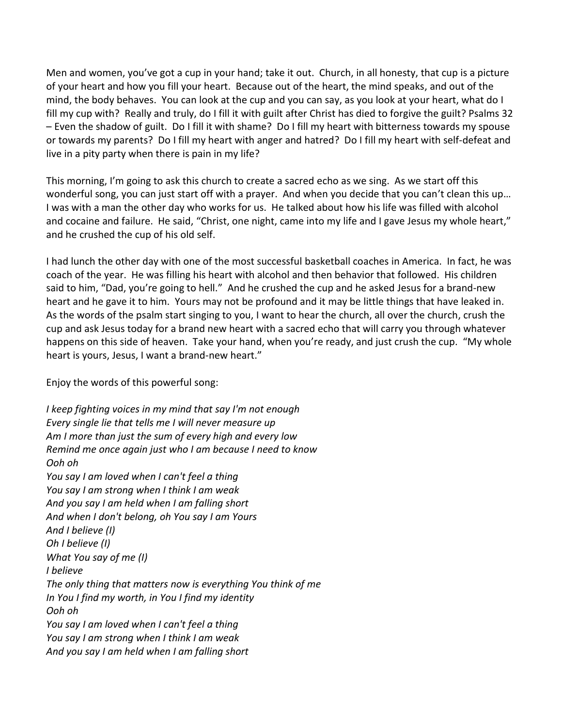Men and women, you've got a cup in your hand; take it out. Church, in all honesty, that cup is a picture of your heart and how you fill your heart. Because out of the heart, the mind speaks, and out of the mind, the body behaves. You can look at the cup and you can say, as you look at your heart, what do I fill my cup with? Really and truly, do I fill it with guilt after Christ has died to forgive the guilt? Psalms 32 – Even the shadow of guilt. Do I fill it with shame? Do I fill my heart with bitterness towards my spouse or towards my parents? Do I fill my heart with anger and hatred? Do I fill my heart with self-defeat and live in a pity party when there is pain in my life?

This morning, I'm going to ask this church to create a sacred echo as we sing. As we start off this wonderful song, you can just start off with a prayer. And when you decide that you can't clean this up… I was with a man the other day who works for us. He talked about how his life was filled with alcohol and cocaine and failure. He said, "Christ, one night, came into my life and I gave Jesus my whole heart," and he crushed the cup of his old self.

I had lunch the other day with one of the most successful basketball coaches in America. In fact, he was coach of the year. He was filling his heart with alcohol and then behavior that followed. His children said to him, "Dad, you're going to hell." And he crushed the cup and he asked Jesus for a brand-new heart and he gave it to him. Yours may not be profound and it may be little things that have leaked in. As the words of the psalm start singing to you, I want to hear the church, all over the church, crush the cup and ask Jesus today for a brand new heart with a sacred echo that will carry you through whatever happens on this side of heaven. Take your hand, when you're ready, and just crush the cup. "My whole heart is yours, Jesus, I want a brand-new heart."

Enjoy the words of this powerful song:

*I keep fighting voices in my mind that say I'm not enough*
*Every single lie that tells me I will never measure up*
*Am I more than just the sum of every high and every low*
*Remind me once again just who I am because I need to know*
*Ooh oh*
*You say I am loved when I can't feel a thing*
*You say I am strong when I think I am weak*
*And you say I am held when I am falling short*
*And when I don't belong, oh You say I am Yours*
*And I believe (I)*
*Oh I believe (I)*
*What You say of me (I)*
*I believe*
*The only thing that matters now is everything You think of me*
*In You I find my worth, in You I find my identity*
*Ooh oh*
*You say I am loved when I can't feel a thing*
*You say I am strong when I think I am weak*
*And you say I am held when I am falling short*